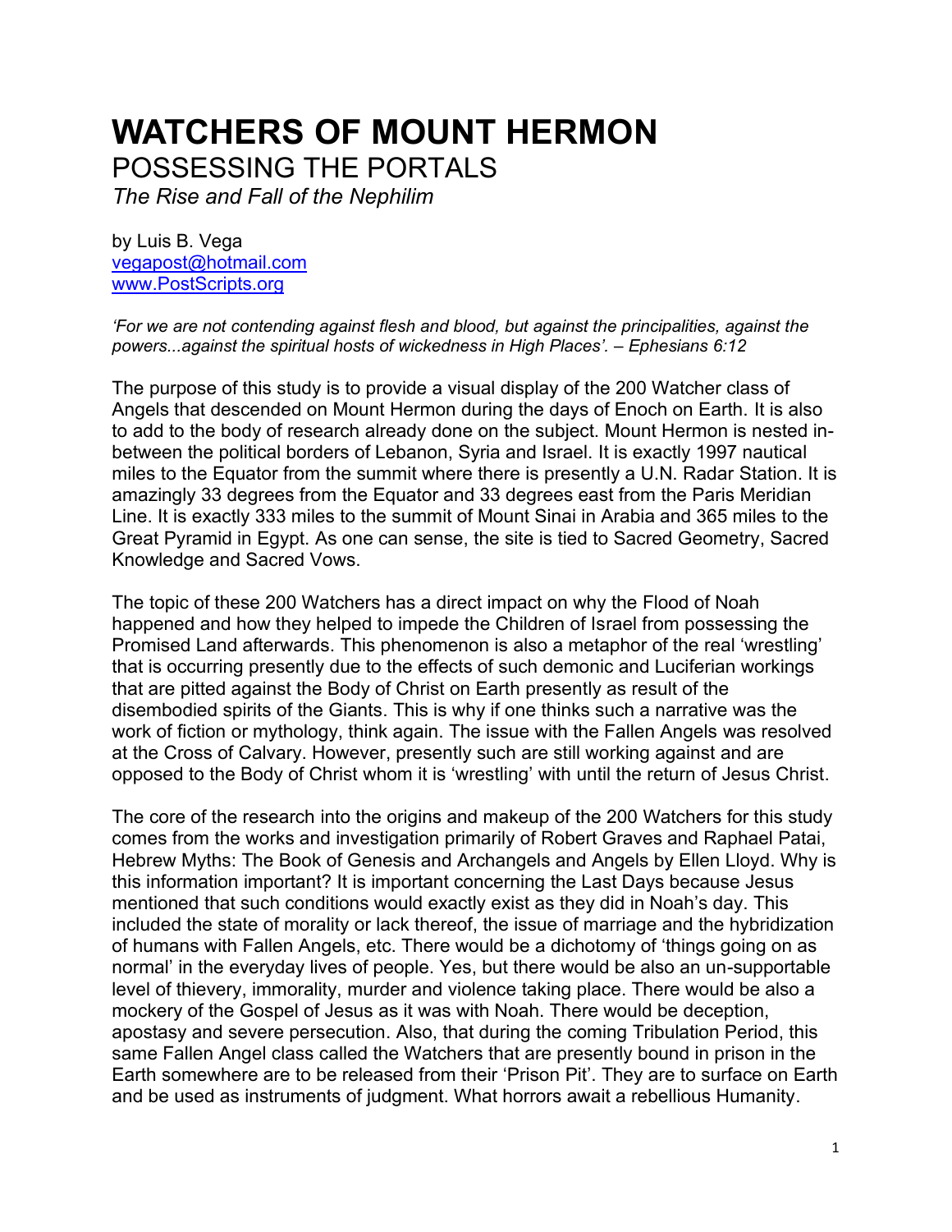# WATCHERS OF MOUNT HERMON

## POSSESSING THE PORTALS

*The Rise and Fall of the Nephilim*

by Luis B. Vega
vegapost@hotmail.com
www.PostScripts.org

*'For we are not contending against flesh and blood, but against the principalities, against the powers...against the spiritual hosts of wickedness in High Places'. – Ephesians 6:12*

The purpose of this study is to provide a visual display of the 200 Watcher class of Angels that descended on Mount Hermon during the days of Enoch on Earth. It is also to add to the body of research already done on the subject. Mount Hermon is nested in-between the political borders of Lebanon, Syria and Israel. It is exactly 1997 nautical miles to the Equator from the summit where there is presently a U.N. Radar Station. It is amazingly 33 degrees from the Equator and 33 degrees east from the Paris Meridian Line. It is exactly 333 miles to the summit of Mount Sinai in Arabia and 365 miles to the Great Pyramid in Egypt. As one can sense, the site is tied to Sacred Geometry, Sacred Knowledge and Sacred Vows.

The topic of these 200 Watchers has a direct impact on why the Flood of Noah happened and how they helped to impede the Children of Israel from possessing the Promised Land afterwards. This phenomenon is also a metaphor of the real 'wrestling' that is occurring presently due to the effects of such demonic and Luciferian workings that are pitted against the Body of Christ on Earth presently as result of the disembodied spirits of the Giants. This is why if one thinks such a narrative was the work of fiction or mythology, think again. The issue with the Fallen Angels was resolved at the Cross of Calvary. However, presently such are still working against and are opposed to the Body of Christ whom it is 'wrestling' with until the return of Jesus Christ.

The core of the research into the origins and makeup of the 200 Watchers for this study comes from the works and investigation primarily of Robert Graves and Raphael Patai, Hebrew Myths: The Book of Genesis and Archangels and Angels by Ellen Lloyd. Why is this information important? It is important concerning the Last Days because Jesus mentioned that such conditions would exactly exist as they did in Noah's day. This included the state of morality or lack thereof, the issue of marriage and the hybridization of humans with Fallen Angels, etc. There would be a dichotomy of 'things going on as normal' in the everyday lives of people. Yes, but there would be also an un-supportable level of thievery, immorality, murder and violence taking place. There would be also a mockery of the Gospel of Jesus as it was with Noah. There would be deception, apostasy and severe persecution. Also, that during the coming Tribulation Period, this same Fallen Angel class called the Watchers that are presently bound in prison in the Earth somewhere are to be released from their 'Prison Pit'. They are to surface on Earth and be used as instruments of judgment. What horrors await a rebellious Humanity.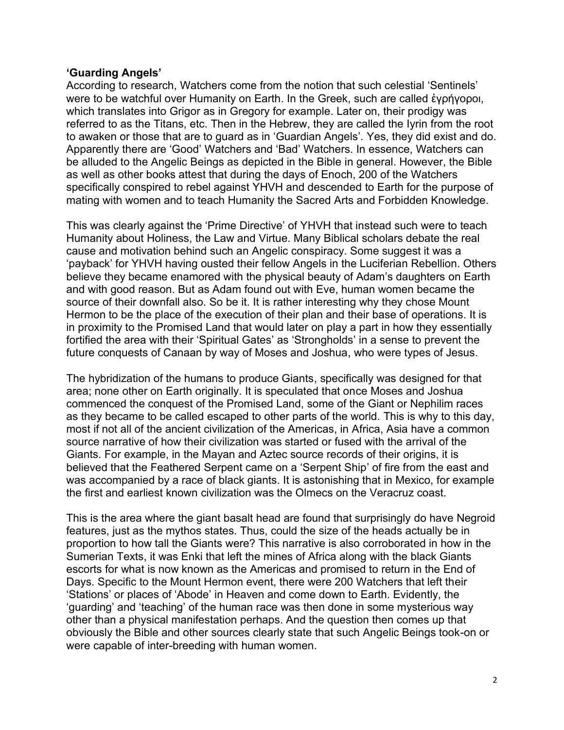**'Guarding Angels'**

According to research, Watchers come from the notion that such celestial 'Sentinels' were to be watchful over Humanity on Earth. In the Greek, such are called ἐγρήγοροι, which translates into Grigor as in Gregory for example. Later on, their prodigy was referred to as the Titans, etc. Then in the Hebrew, they are called the Iyrin from the root to awaken or those that are to guard as in 'Guardian Angels'. Yes, they did exist and do. Apparently there are 'Good' Watchers and 'Bad' Watchers. In essence, Watchers can be alluded to the Angelic Beings as depicted in the Bible in general. However, the Bible as well as other books attest that during the days of Enoch, 200 of the Watchers specifically conspired to rebel against YHVH and descended to Earth for the purpose of mating with women and to teach Humanity the Sacred Arts and Forbidden Knowledge.

This was clearly against the 'Prime Directive' of YHVH that instead such were to teach Humanity about Holiness, the Law and Virtue. Many Biblical scholars debate the real cause and motivation behind such an Angelic conspiracy. Some suggest it was a 'payback' for YHVH having ousted their fellow Angels in the Luciferian Rebellion. Others believe they became enamored with the physical beauty of Adam's daughters on Earth and with good reason. But as Adam found out with Eve, human women became the source of their downfall also. So be it. It is rather interesting why they chose Mount Hermon to be the place of the execution of their plan and their base of operations. It is in proximity to the Promised Land that would later on play a part in how they essentially fortified the area with their 'Spiritual Gates' as 'Strongholds' in a sense to prevent the future conquests of Canaan by way of Moses and Joshua, who were types of Jesus.

The hybridization of the humans to produce Giants, specifically was designed for that area; none other on Earth originally. It is speculated that once Moses and Joshua commenced the conquest of the Promised Land, some of the Giant or Nephilim races as they became to be called escaped to other parts of the world. This is why to this day, most if not all of the ancient civilization of the Americas, in Africa, Asia have a common source narrative of how their civilization was started or fused with the arrival of the Giants. For example, in the Mayan and Aztec source records of their origins, it is believed that the Feathered Serpent came on a 'Serpent Ship' of fire from the east and was accompanied by a race of black giants. It is astonishing that in Mexico, for example the first and earliest known civilization was the Olmecs on the Veracruz coast.

This is the area where the giant basalt head are found that surprisingly do have Negroid features, just as the mythos states. Thus, could the size of the heads actually be in proportion to how tall the Giants were? This narrative is also corroborated in how in the Sumerian Texts, it was Enki that left the mines of Africa along with the black Giants escorts for what is now known as the Americas and promised to return in the End of Days. Specific to the Mount Hermon event, there were 200 Watchers that left their 'Stations' or places of 'Abode' in Heaven and come down to Earth. Evidently, the 'guarding' and 'teaching' of the human race was then done in some mysterious way other than a physical manifestation perhaps. And the question then comes up that obviously the Bible and other sources clearly state that such Angelic Beings took-on or were capable of inter-breeding with human women.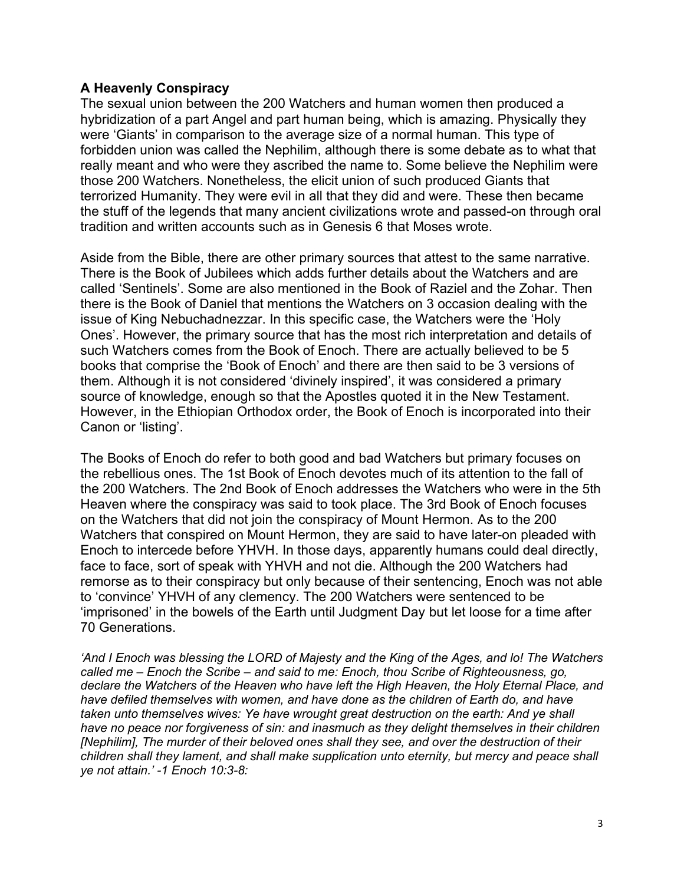**A Heavenly Conspiracy**

The sexual union between the 200 Watchers and human women then produced a hybridization of a part Angel and part human being, which is amazing. Physically they were 'Giants' in comparison to the average size of a normal human. This type of forbidden union was called the Nephilim, although there is some debate as to what that really meant and who were they ascribed the name to. Some believe the Nephilim were those 200 Watchers. Nonetheless, the elicit union of such produced Giants that terrorized Humanity. They were evil in all that they did and were. These then became the stuff of the legends that many ancient civilizations wrote and passed-on through oral tradition and written accounts such as in Genesis 6 that Moses wrote.

Aside from the Bible, there are other primary sources that attest to the same narrative. There is the Book of Jubilees which adds further details about the Watchers and are called 'Sentinels'. Some are also mentioned in the Book of Raziel and the Zohar. Then there is the Book of Daniel that mentions the Watchers on 3 occasion dealing with the issue of King Nebuchadnezzar. In this specific case, the Watchers were the 'Holy Ones'. However, the primary source that has the most rich interpretation and details of such Watchers comes from the Book of Enoch. There are actually believed to be 5 books that comprise the 'Book of Enoch' and there are then said to be 3 versions of them. Although it is not considered 'divinely inspired', it was considered a primary source of knowledge, enough so that the Apostles quoted it in the New Testament. However, in the Ethiopian Orthodox order, the Book of Enoch is incorporated into their Canon or 'listing'.

The Books of Enoch do refer to both good and bad Watchers but primary focuses on the rebellious ones. The 1st Book of Enoch devotes much of its attention to the fall of the 200 Watchers. The 2nd Book of Enoch addresses the Watchers who were in the 5th Heaven where the conspiracy was said to took place. The 3rd Book of Enoch focuses on the Watchers that did not join the conspiracy of Mount Hermon. As to the 200 Watchers that conspired on Mount Hermon, they are said to have later-on pleaded with Enoch to intercede before YHVH. In those days, apparently humans could deal directly, face to face, sort of speak with YHVH and not die. Although the 200 Watchers had remorse as to their conspiracy but only because of their sentencing, Enoch was not able to 'convince' YHVH of any clemency. The 200 Watchers were sentenced to be 'imprisoned' in the bowels of the Earth until Judgment Day but let loose for a time after 70 Generations.

*'And I Enoch was blessing the LORD of Majesty and the King of the Ages, and lo! The Watchers called me – Enoch the Scribe – and said to me: Enoch, thou Scribe of Righteousness, go, declare the Watchers of the Heaven who have left the High Heaven, the Holy Eternal Place, and have defiled themselves with women, and have done as the children of Earth do, and have taken unto themselves wives: Ye have wrought great destruction on the earth: And ye shall have no peace nor forgiveness of sin: and inasmuch as they delight themselves in their children [Nephilim], The murder of their beloved ones shall they see, and over the destruction of their children shall they lament, and shall make supplication unto eternity, but mercy and peace shall ye not attain.' -1 Enoch 10:3-8:*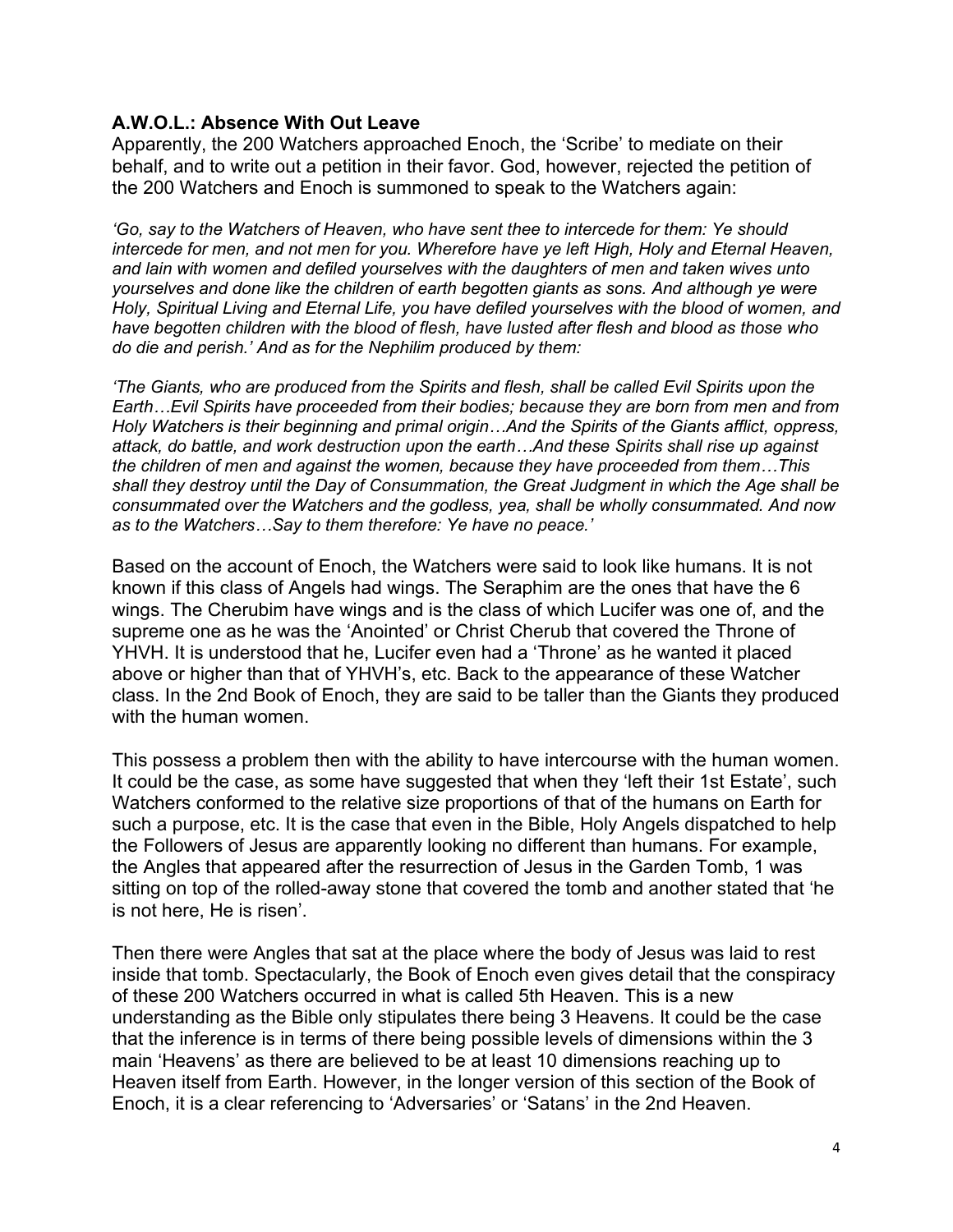### **A.W.O.L.: Absence With Out Leave**

Apparently, the 200 Watchers approached Enoch, the 'Scribe' to mediate on their behalf, and to write out a petition in their favor. God, however, rejected the petition of the 200 Watchers and Enoch is summoned to speak to the Watchers again:

*'Go, say to the Watchers of Heaven, who have sent thee to intercede for them: Ye should intercede for men, and not men for you. Wherefore have ye left High, Holy and Eternal Heaven, and lain with women and defiled yourselves with the daughters of men and taken wives unto yourselves and done like the children of earth begotten giants as sons. And although ye were Holy, Spiritual Living and Eternal Life, you have defiled yourselves with the blood of women, and have begotten children with the blood of flesh, have lusted after flesh and blood as those who do die and perish.' And as for the Nephilim produced by them:*

*'The Giants, who are produced from the Spirits and flesh, shall be called Evil Spirits upon the Earth…Evil Spirits have proceeded from their bodies; because they are born from men and from Holy Watchers is their beginning and primal origin…And the Spirits of the Giants afflict, oppress, attack, do battle, and work destruction upon the earth…And these Spirits shall rise up against the children of men and against the women, because they have proceeded from them…This shall they destroy until the Day of Consummation, the Great Judgment in which the Age shall be consummated over the Watchers and the godless, yea, shall be wholly consummated. And now as to the Watchers…Say to them therefore: Ye have no peace.'*

Based on the account of Enoch, the Watchers were said to look like humans. It is not known if this class of Angels had wings. The Seraphim are the ones that have the 6 wings. The Cherubim have wings and is the class of which Lucifer was one of, and the supreme one as he was the 'Anointed' or Christ Cherub that covered the Throne of YHVH. It is understood that he, Lucifer even had a 'Throne' as he wanted it placed above or higher than that of YHVH's, etc. Back to the appearance of these Watcher class. In the 2nd Book of Enoch, they are said to be taller than the Giants they produced with the human women.

This possess a problem then with the ability to have intercourse with the human women. It could be the case, as some have suggested that when they 'left their 1st Estate', such Watchers conformed to the relative size proportions of that of the humans on Earth for such a purpose, etc. It is the case that even in the Bible, Holy Angels dispatched to help the Followers of Jesus are apparently looking no different than humans. For example, the Angles that appeared after the resurrection of Jesus in the Garden Tomb, 1 was sitting on top of the rolled-away stone that covered the tomb and another stated that 'he is not here, He is risen'.

Then there were Angles that sat at the place where the body of Jesus was laid to rest inside that tomb. Spectacularly, the Book of Enoch even gives detail that the conspiracy of these 200 Watchers occurred in what is called 5th Heaven. This is a new understanding as the Bible only stipulates there being 3 Heavens. It could be the case that the inference is in terms of there being possible levels of dimensions within the 3 main 'Heavens' as there are believed to be at least 10 dimensions reaching up to Heaven itself from Earth. However, in the longer version of this section of the Book of Enoch, it is a clear referencing to 'Adversaries' or 'Satans' in the 2nd Heaven.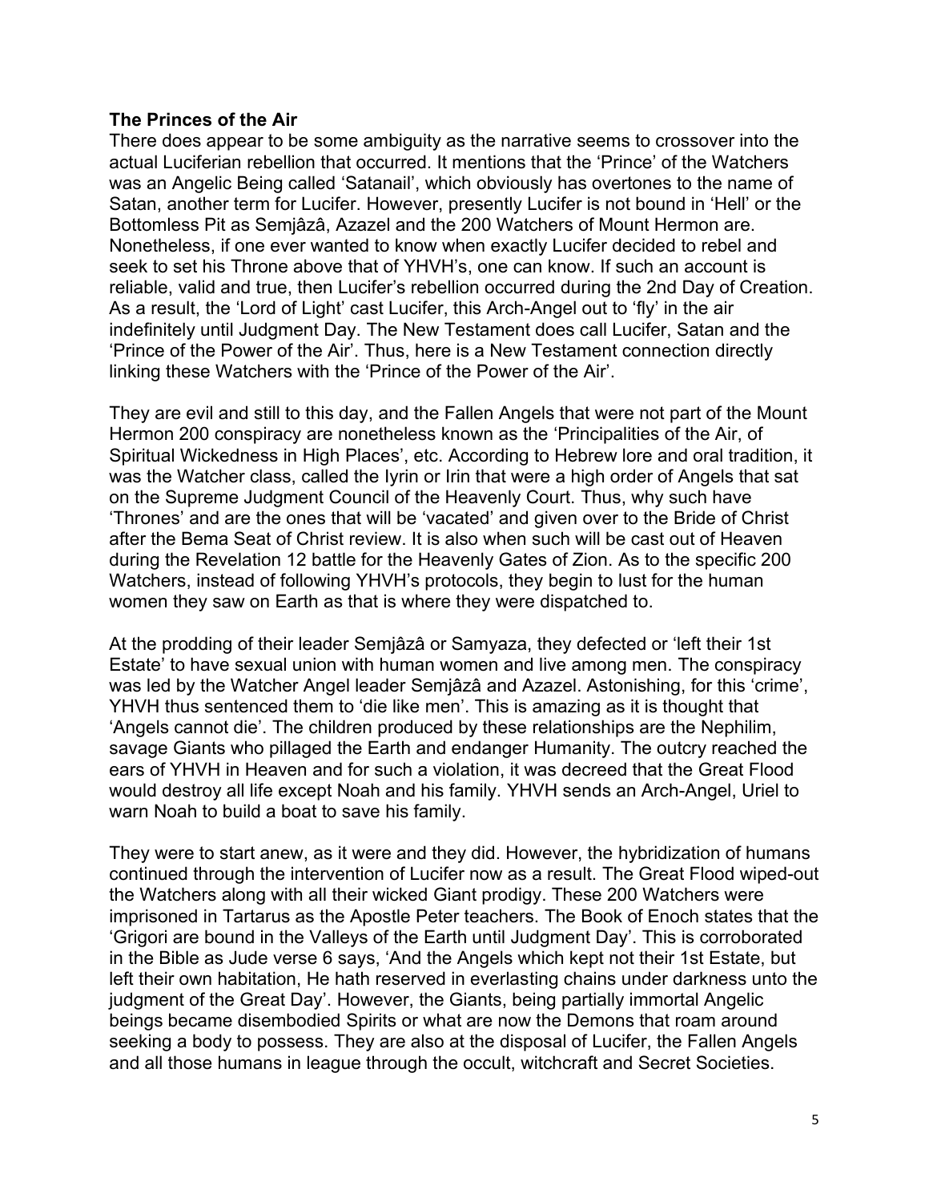**The Princes of the Air**
There does appear to be some ambiguity as the narrative seems to crossover into the actual Luciferian rebellion that occurred. It mentions that the 'Prince' of the Watchers was an Angelic Being called 'Satanail', which obviously has overtones to the name of Satan, another term for Lucifer. However, presently Lucifer is not bound in 'Hell' or the Bottomless Pit as Semjâzâ, Azazel and the 200 Watchers of Mount Hermon are. Nonetheless, if one ever wanted to know when exactly Lucifer decided to rebel and seek to set his Throne above that of YHVH's, one can know. If such an account is reliable, valid and true, then Lucifer's rebellion occurred during the 2nd Day of Creation. As a result, the 'Lord of Light' cast Lucifer, this Arch-Angel out to 'fly' in the air indefinitely until Judgment Day. The New Testament does call Lucifer, Satan and the 'Prince of the Power of the Air'. Thus, here is a New Testament connection directly linking these Watchers with the 'Prince of the Power of the Air'.

They are evil and still to this day, and the Fallen Angels that were not part of the Mount Hermon 200 conspiracy are nonetheless known as the 'Principalities of the Air, of Spiritual Wickedness in High Places', etc. According to Hebrew lore and oral tradition, it was the Watcher class, called the Iyrin or Irin that were a high order of Angels that sat on the Supreme Judgment Council of the Heavenly Court. Thus, why such have 'Thrones' and are the ones that will be 'vacated' and given over to the Bride of Christ after the Bema Seat of Christ review. It is also when such will be cast out of Heaven during the Revelation 12 battle for the Heavenly Gates of Zion. As to the specific 200 Watchers, instead of following YHVH's protocols, they begin to lust for the human women they saw on Earth as that is where they were dispatched to.

At the prodding of their leader Semjâzâ or Samyaza, they defected or 'left their 1st Estate' to have sexual union with human women and live among men. The conspiracy was led by the Watcher Angel leader Semjâzâ and Azazel. Astonishing, for this 'crime', YHVH thus sentenced them to 'die like men'. This is amazing as it is thought that 'Angels cannot die'. The children produced by these relationships are the Nephilim, savage Giants who pillaged the Earth and endanger Humanity. The outcry reached the ears of YHVH in Heaven and for such a violation, it was decreed that the Great Flood would destroy all life except Noah and his family. YHVH sends an Arch-Angel, Uriel to warn Noah to build a boat to save his family.

They were to start anew, as it were and they did. However, the hybridization of humans continued through the intervention of Lucifer now as a result. The Great Flood wiped-out the Watchers along with all their wicked Giant prodigy. These 200 Watchers were imprisoned in Tartarus as the Apostle Peter teachers. The Book of Enoch states that the 'Grigori are bound in the Valleys of the Earth until Judgment Day'. This is corroborated in the Bible as Jude verse 6 says, 'And the Angels which kept not their 1st Estate, but left their own habitation, He hath reserved in everlasting chains under darkness unto the judgment of the Great Day'. However, the Giants, being partially immortal Angelic beings became disembodied Spirits or what are now the Demons that roam around seeking a body to possess. They are also at the disposal of Lucifer, the Fallen Angels and all those humans in league through the occult, witchcraft and Secret Societies.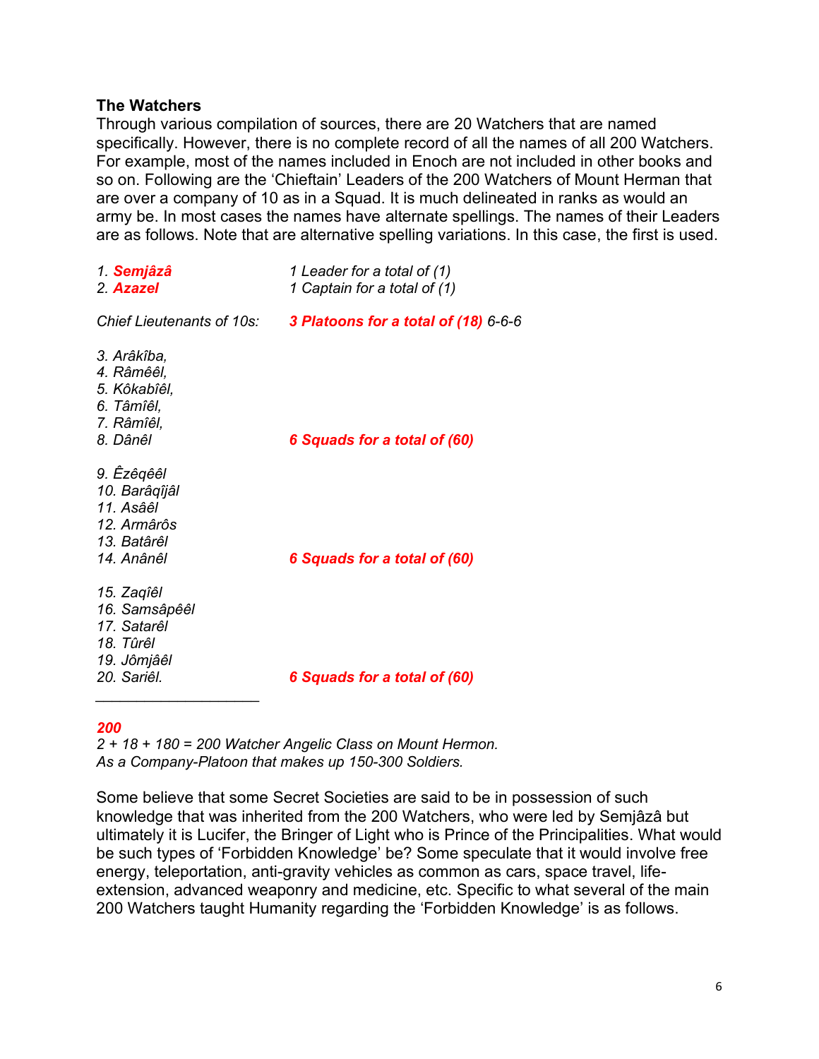**The Watchers**

Through various compilation of sources, there are 20 Watchers that are named specifically. However, there is no complete record of all the names of all 200 Watchers. For example, most of the names included in Enoch are not included in other books and so on. Following are the 'Chieftain' Leaders of the 200 Watchers of Mount Herman that are over a company of 10 as in a Squad. It is much delineated in ranks as would an army be. In most cases the names have alternate spellings. The names of their Leaders are as follows. Note that are alternative spelling variations. In this case, the first is used.

| | |
|---|---|
| *1. **Semjâzâ*** | *1 Leader for a total of (1)* |
| *2. **Azazel*** | *1 Captain for a total of (1)* |
| *Chief Lieutenants of 10s:* | ***3 Platoons for a total of (18)*** *6-6-6* |

*3. Arâkîba,*
*4. Râmêêl,*
*5. Kôkabîêl,*
*6. Tâmîêl,*
*7. Râmîêl,*
*8. Dânêl* — ***6 Squads for a total of (60)***

*9. Êzêqêêl*
*10. Barâqîjâl*
*11. Asâêl*
*12. Armârôs*
*13. Batârêl*
*14. Anânêl* — ***6 Squads for a total of (60)***

*15. Zaqîêl*
*16. Samsâpêêl*
*17. Satarêl*
*18. Tûrêl*
*19. Jômjâêl*
*20. Sariêl.* — ***6 Squads for a total of (60)***

---

***200***
*2 + 18 + 180 = 200 Watcher Angelic Class on Mount Hermon.*
*As a Company-Platoon that makes up 150-300 Soldiers.*

Some believe that some Secret Societies are said to be in possession of such knowledge that was inherited from the 200 Watchers, who were led by Semjâzâ but ultimately it is Lucifer, the Bringer of Light who is Prince of the Principalities. What would be such types of 'Forbidden Knowledge' be? Some speculate that it would involve free energy, teleportation, anti-gravity vehicles as common as cars, space travel, life-extension, advanced weaponry and medicine, etc. Specific to what several of the main 200 Watchers taught Humanity regarding the 'Forbidden Knowledge' is as follows.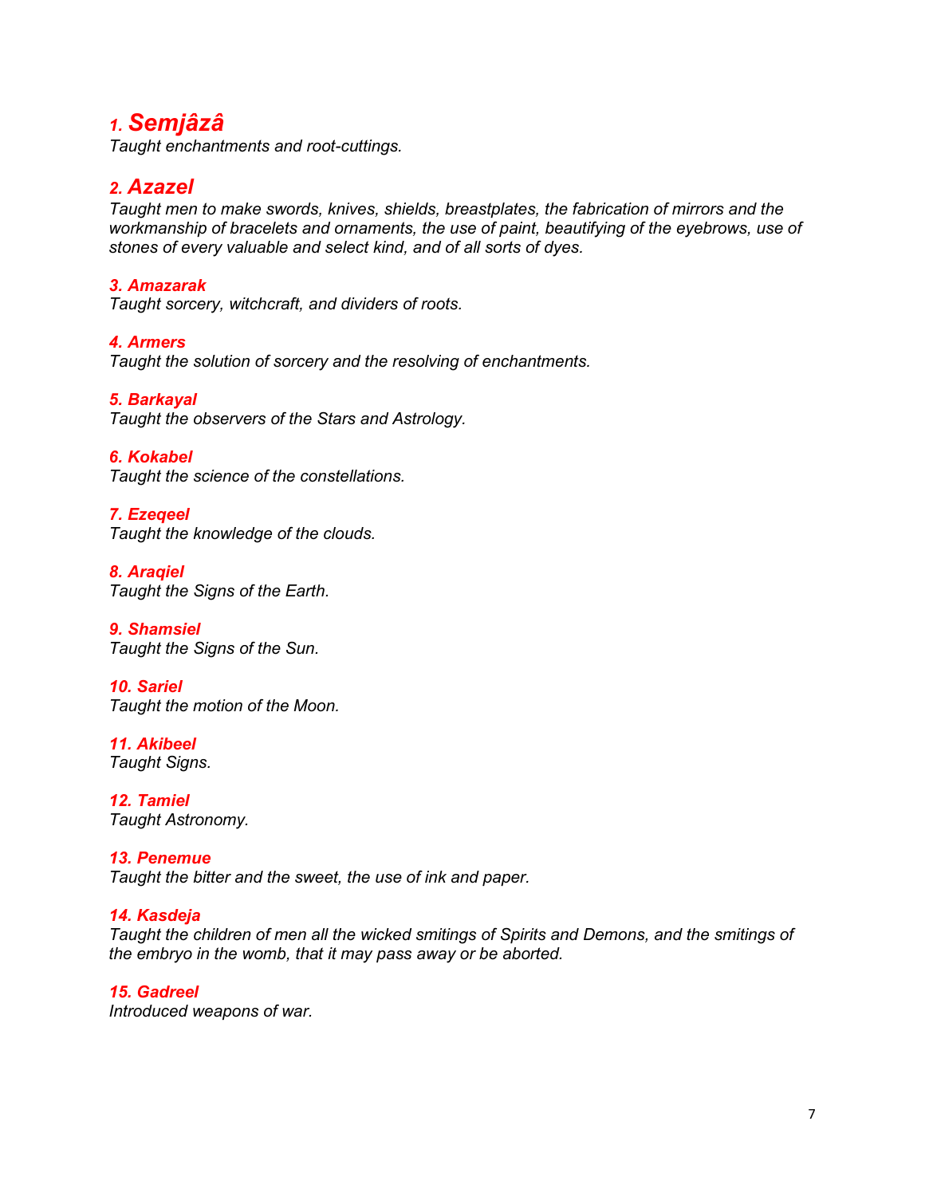### *1. Semjâzâ*
*Taught enchantments and root-cuttings.*

### *2. Azazel*
*Taught men to make swords, knives, shields, breastplates, the fabrication of mirrors and the workmanship of bracelets and ornaments, the use of paint, beautifying of the eyebrows, use of stones of every valuable and select kind, and of all sorts of dyes.*

***3. Amazarak***
*Taught sorcery, witchcraft, and dividers of roots.*

***4. Armers***
*Taught the solution of sorcery and the resolving of enchantments.*

***5. Barkayal***
*Taught the observers of the Stars and Astrology.*

***6. Kokabel***
*Taught the science of the constellations.*

***7. Ezeqeel***
*Taught the knowledge of the clouds.*

***8. Araqiel***
*Taught the Signs of the Earth.*

***9. Shamsiel***
*Taught the Signs of the Sun.*

***10. Sariel***
*Taught the motion of the Moon.*

***11. Akibeel***
*Taught Signs.*

***12. Tamiel***
*Taught Astronomy.*

***13. Penemue***
*Taught the bitter and the sweet, the use of ink and paper.*

***14. Kasdeja***
*Taught the children of men all the wicked smitings of Spirits and Demons, and the smitings of the embryo in the womb, that it may pass away or be aborted.*

***15. Gadreel***
*Introduced weapons of war.*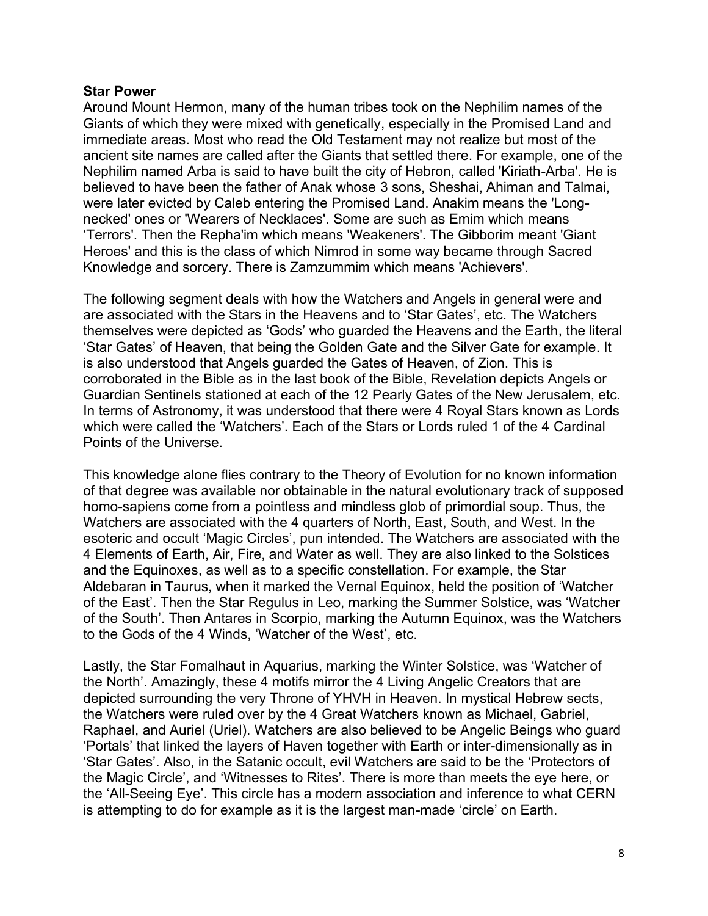**Star Power**

Around Mount Hermon, many of the human tribes took on the Nephilim names of the Giants of which they were mixed with genetically, especially in the Promised Land and immediate areas. Most who read the Old Testament may not realize but most of the ancient site names are called after the Giants that settled there. For example, one of the Nephilim named Arba is said to have built the city of Hebron, called 'Kiriath-Arba'. He is believed to have been the father of Anak whose 3 sons, Sheshai, Ahiman and Talmai, were later evicted by Caleb entering the Promised Land. Anakim means the 'Long-necked' ones or 'Wearers of Necklaces'. Some are such as Emim which means 'Terrors'. Then the Repha'im which means 'Weakeners'. The Gibborim meant 'Giant Heroes' and this is the class of which Nimrod in some way became through Sacred Knowledge and sorcery. There is Zamzummim which means 'Achievers'.

The following segment deals with how the Watchers and Angels in general were and are associated with the Stars in the Heavens and to 'Star Gates', etc. The Watchers themselves were depicted as 'Gods' who guarded the Heavens and the Earth, the literal 'Star Gates' of Heaven, that being the Golden Gate and the Silver Gate for example. It is also understood that Angels guarded the Gates of Heaven, of Zion. This is corroborated in the Bible as in the last book of the Bible, Revelation depicts Angels or Guardian Sentinels stationed at each of the 12 Pearly Gates of the New Jerusalem, etc. In terms of Astronomy, it was understood that there were 4 Royal Stars known as Lords which were called the 'Watchers'. Each of the Stars or Lords ruled 1 of the 4 Cardinal Points of the Universe.

This knowledge alone flies contrary to the Theory of Evolution for no known information of that degree was available nor obtainable in the natural evolutionary track of supposed homo-sapiens come from a pointless and mindless glob of primordial soup. Thus, the Watchers are associated with the 4 quarters of North, East, South, and West. In the esoteric and occult 'Magic Circles', pun intended. The Watchers are associated with the 4 Elements of Earth, Air, Fire, and Water as well. They are also linked to the Solstices and the Equinoxes, as well as to a specific constellation. For example, the Star Aldebaran in Taurus, when it marked the Vernal Equinox, held the position of 'Watcher of the East'. Then the Star Regulus in Leo, marking the Summer Solstice, was 'Watcher of the South'. Then Antares in Scorpio, marking the Autumn Equinox, was the Watchers to the Gods of the 4 Winds, 'Watcher of the West', etc.

Lastly, the Star Fomalhaut in Aquarius, marking the Winter Solstice, was 'Watcher of the North'. Amazingly, these 4 motifs mirror the 4 Living Angelic Creators that are depicted surrounding the very Throne of YHVH in Heaven. In mystical Hebrew sects, the Watchers were ruled over by the 4 Great Watchers known as Michael, Gabriel, Raphael, and Auriel (Uriel). Watchers are also believed to be Angelic Beings who guard 'Portals' that linked the layers of Haven together with Earth or inter-dimensionally as in 'Star Gates'. Also, in the Satanic occult, evil Watchers are said to be the 'Protectors of the Magic Circle', and 'Witnesses to Rites'. There is more than meets the eye here, or the 'All-Seeing Eye'. This circle has a modern association and inference to what CERN is attempting to do for example as it is the largest man-made 'circle' on Earth.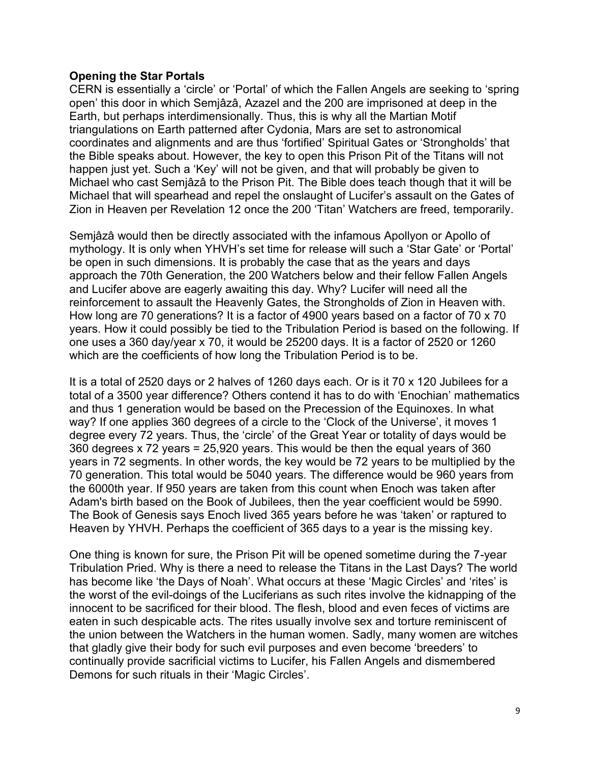**Opening the Star Portals**

CERN is essentially a 'circle' or 'Portal' of which the Fallen Angels are seeking to 'spring open' this door in which Semjâzâ, Azazel and the 200 are imprisoned at deep in the Earth, but perhaps interdimensionally. Thus, this is why all the Martian Motif triangulations on Earth patterned after Cydonia, Mars are set to astronomical coordinates and alignments and are thus 'fortified' Spiritual Gates or 'Strongholds' that the Bible speaks about. However, the key to open this Prison Pit of the Titans will not happen just yet. Such a 'Key' will not be given, and that will probably be given to Michael who cast Semjâzâ to the Prison Pit. The Bible does teach though that it will be Michael that will spearhead and repel the onslaught of Lucifer's assault on the Gates of Zion in Heaven per Revelation 12 once the 200 'Titan' Watchers are freed, temporarily.

Semjâzâ would then be directly associated with the infamous Apollyon or Apollo of mythology. It is only when YHVH's set time for release will such a 'Star Gate' or 'Portal' be open in such dimensions. It is probably the case that as the years and days approach the 70th Generation, the 200 Watchers below and their fellow Fallen Angels and Lucifer above are eagerly awaiting this day. Why? Lucifer will need all the reinforcement to assault the Heavenly Gates, the Strongholds of Zion in Heaven with. How long are 70 generations? It is a factor of 4900 years based on a factor of 70 x 70 years. How it could possibly be tied to the Tribulation Period is based on the following. If one uses a 360 day/year x 70, it would be 25200 days. It is a factor of 2520 or 1260 which are the coefficients of how long the Tribulation Period is to be.

It is a total of 2520 days or 2 halves of 1260 days each. Or is it 70 x 120 Jubilees for a total of a 3500 year difference? Others contend it has to do with 'Enochian' mathematics and thus 1 generation would be based on the Precession of the Equinoxes. In what way? If one applies 360 degrees of a circle to the 'Clock of the Universe', it moves 1 degree every 72 years. Thus, the 'circle' of the Great Year or totality of days would be 360 degrees x 72 years = 25,920 years. This would be then the equal years of 360 years in 72 segments. In other words, the key would be 72 years to be multiplied by the 70 generation. This total would be 5040 years. The difference would be 960 years from the 6000th year. If 950 years are taken from this count when Enoch was taken after Adam's birth based on the Book of Jubilees, then the year coefficient would be 5990. The Book of Genesis says Enoch lived 365 years before he was 'taken' or raptured to Heaven by YHVH. Perhaps the coefficient of 365 days to a year is the missing key.

One thing is known for sure, the Prison Pit will be opened sometime during the 7-year Tribulation Pried. Why is there a need to release the Titans in the Last Days? The world has become like 'the Days of Noah'. What occurs at these 'Magic Circles' and 'rites' is the worst of the evil-doings of the Luciferians as such rites involve the kidnapping of the innocent to be sacrificed for their blood. The flesh, blood and even feces of victims are eaten in such despicable acts. The rites usually involve sex and torture reminiscent of the union between the Watchers in the human women. Sadly, many women are witches that gladly give their body for such evil purposes and even become 'breeders' to continually provide sacrificial victims to Lucifer, his Fallen Angels and dismembered Demons for such rituals in their 'Magic Circles'.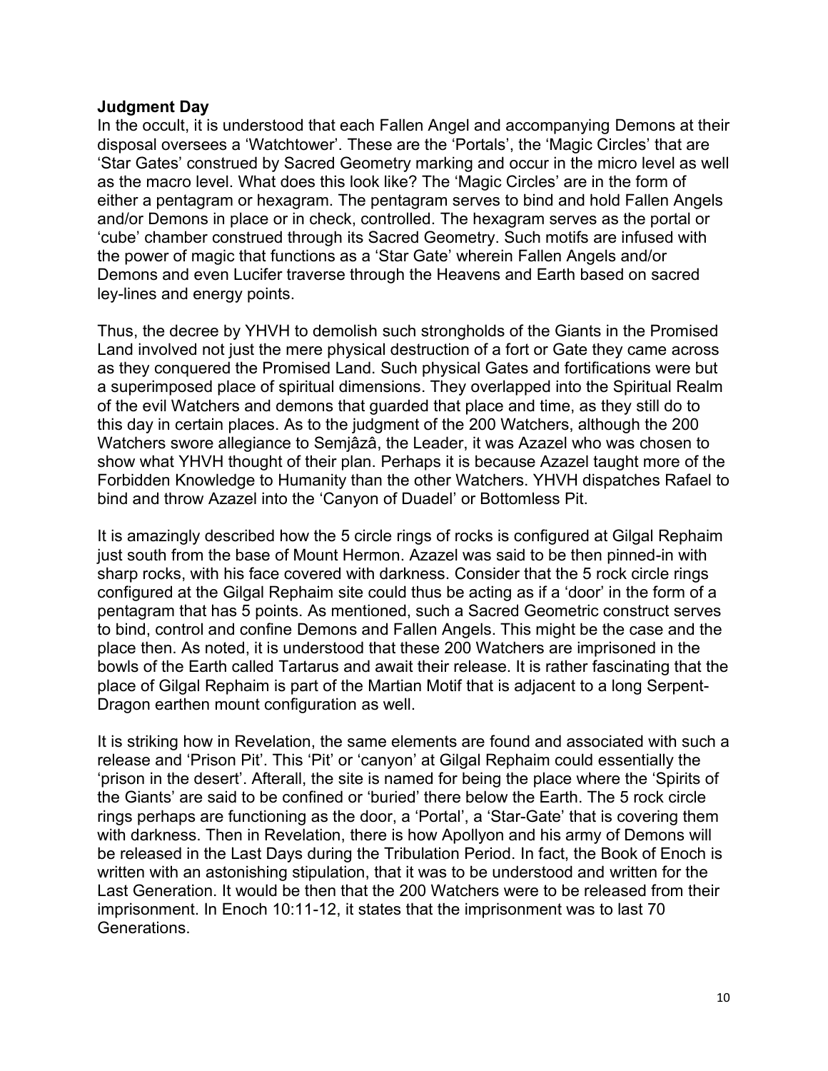**Judgment Day**

In the occult, it is understood that each Fallen Angel and accompanying Demons at their disposal oversees a 'Watchtower'. These are the 'Portals', the 'Magic Circles' that are 'Star Gates' construed by Sacred Geometry marking and occur in the micro level as well as the macro level. What does this look like? The 'Magic Circles' are in the form of either a pentagram or hexagram. The pentagram serves to bind and hold Fallen Angels and/or Demons in place or in check, controlled. The hexagram serves as the portal or 'cube' chamber construed through its Sacred Geometry. Such motifs are infused with the power of magic that functions as a 'Star Gate' wherein Fallen Angels and/or Demons and even Lucifer traverse through the Heavens and Earth based on sacred ley-lines and energy points.

Thus, the decree by YHVH to demolish such strongholds of the Giants in the Promised Land involved not just the mere physical destruction of a fort or Gate they came across as they conquered the Promised Land. Such physical Gates and fortifications were but a superimposed place of spiritual dimensions. They overlapped into the Spiritual Realm of the evil Watchers and demons that guarded that place and time, as they still do to this day in certain places. As to the judgment of the 200 Watchers, although the 200 Watchers swore allegiance to Semjâzâ, the Leader, it was Azazel who was chosen to show what YHVH thought of their plan. Perhaps it is because Azazel taught more of the Forbidden Knowledge to Humanity than the other Watchers. YHVH dispatches Rafael to bind and throw Azazel into the 'Canyon of Duadel' or Bottomless Pit.

It is amazingly described how the 5 circle rings of rocks is configured at Gilgal Rephaim just south from the base of Mount Hermon. Azazel was said to be then pinned-in with sharp rocks, with his face covered with darkness. Consider that the 5 rock circle rings configured at the Gilgal Rephaim site could thus be acting as if a 'door' in the form of a pentagram that has 5 points. As mentioned, such a Sacred Geometric construct serves to bind, control and confine Demons and Fallen Angels. This might be the case and the place then. As noted, it is understood that these 200 Watchers are imprisoned in the bowls of the Earth called Tartarus and await their release. It is rather fascinating that the place of Gilgal Rephaim is part of the Martian Motif that is adjacent to a long Serpent-Dragon earthen mount configuration as well.

It is striking how in Revelation, the same elements are found and associated with such a release and 'Prison Pit'. This 'Pit' or 'canyon' at Gilgal Rephaim could essentially the 'prison in the desert'. Afterall, the site is named for being the place where the 'Spirits of the Giants' are said to be confined or 'buried' there below the Earth. The 5 rock circle rings perhaps are functioning as the door, a 'Portal', a 'Star-Gate' that is covering them with darkness. Then in Revelation, there is how Apollyon and his army of Demons will be released in the Last Days during the Tribulation Period. In fact, the Book of Enoch is written with an astonishing stipulation, that it was to be understood and written for the Last Generation. It would be then that the 200 Watchers were to be released from their imprisonment. In Enoch 10:11-12, it states that the imprisonment was to last 70 Generations.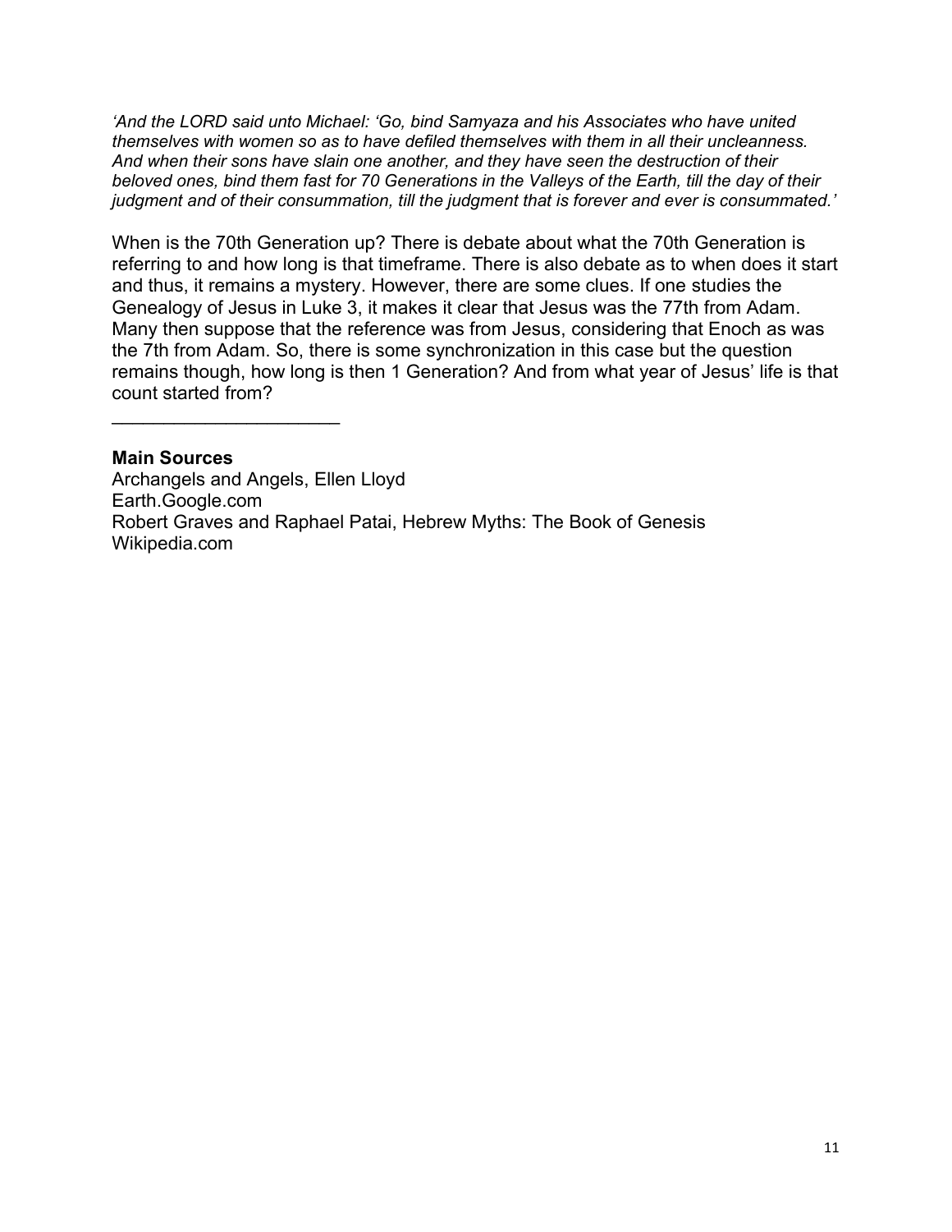*'And the LORD said unto Michael: 'Go, bind Samyaza and his Associates who have united themselves with women so as to have defiled themselves with them in all their uncleanness. And when their sons have slain one another, and they have seen the destruction of their beloved ones, bind them fast for 70 Generations in the Valleys of the Earth, till the day of their judgment and of their consummation, till the judgment that is forever and ever is consummated.'*

When is the 70th Generation up? There is debate about what the 70th Generation is referring to and how long is that timeframe. There is also debate as to when does it start and thus, it remains a mystery. However, there are some clues. If one studies the Genealogy of Jesus in Luke 3, it makes it clear that Jesus was the 77th from Adam. Many then suppose that the reference was from Jesus, considering that Enoch as was the 7th from Adam. So, there is some synchronization in this case but the question remains though, how long is then 1 Generation? And from what year of Jesus' life is that count started from?

______________________

**Main Sources**
Archangels and Angels, Ellen Lloyd
Earth.Google.com
Robert Graves and Raphael Patai, Hebrew Myths: The Book of Genesis
Wikipedia.com